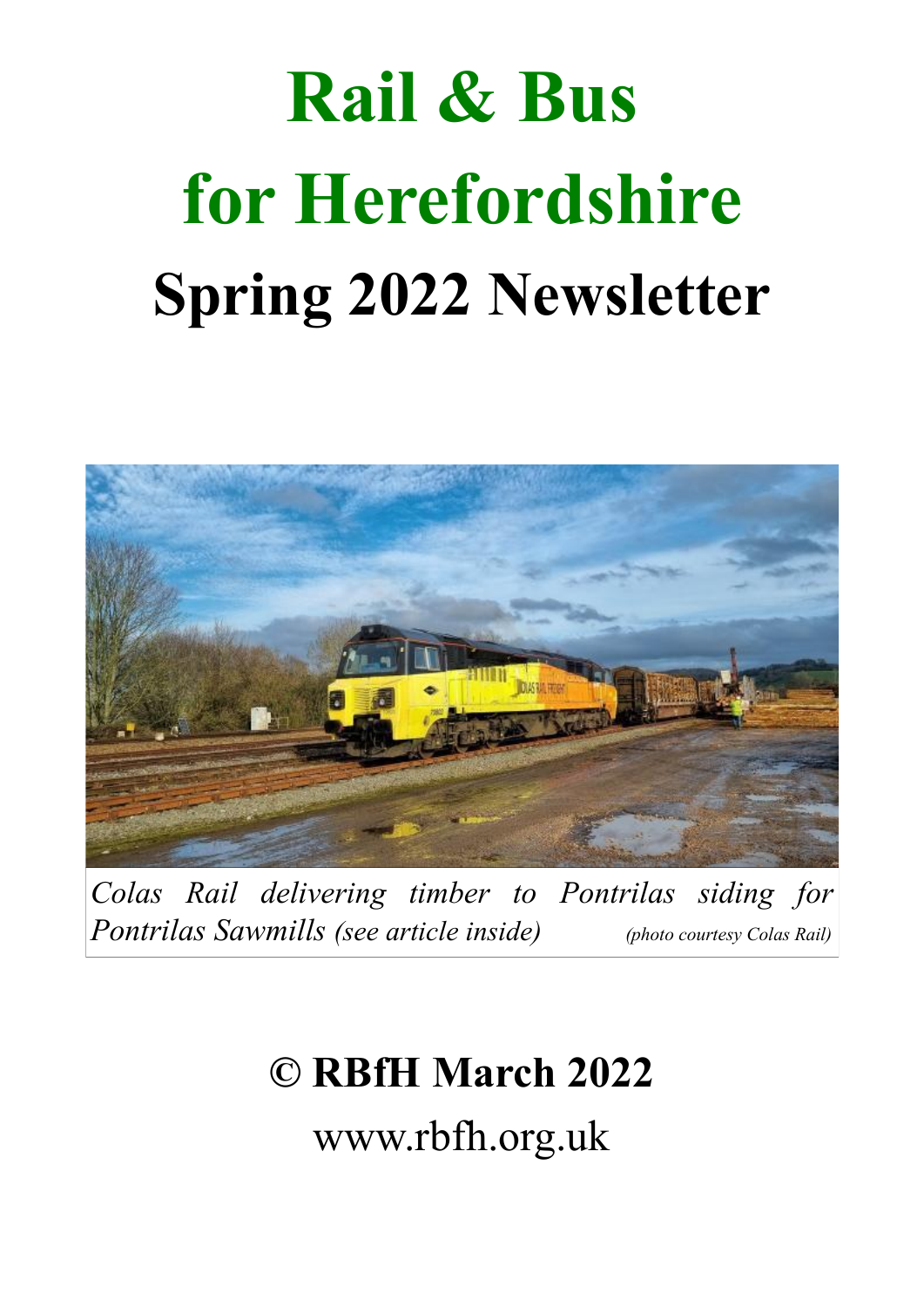# Rail & Bus for Herefordshire

## Spring 2022 Newsletter

*Colas Rail delivering timber to Pontrilas siding for Pontrilas Sawmills (see article inside)* *(photo courtesy Colas Rail)*

**© RBfH March 2022**

www.rbfh.org.uk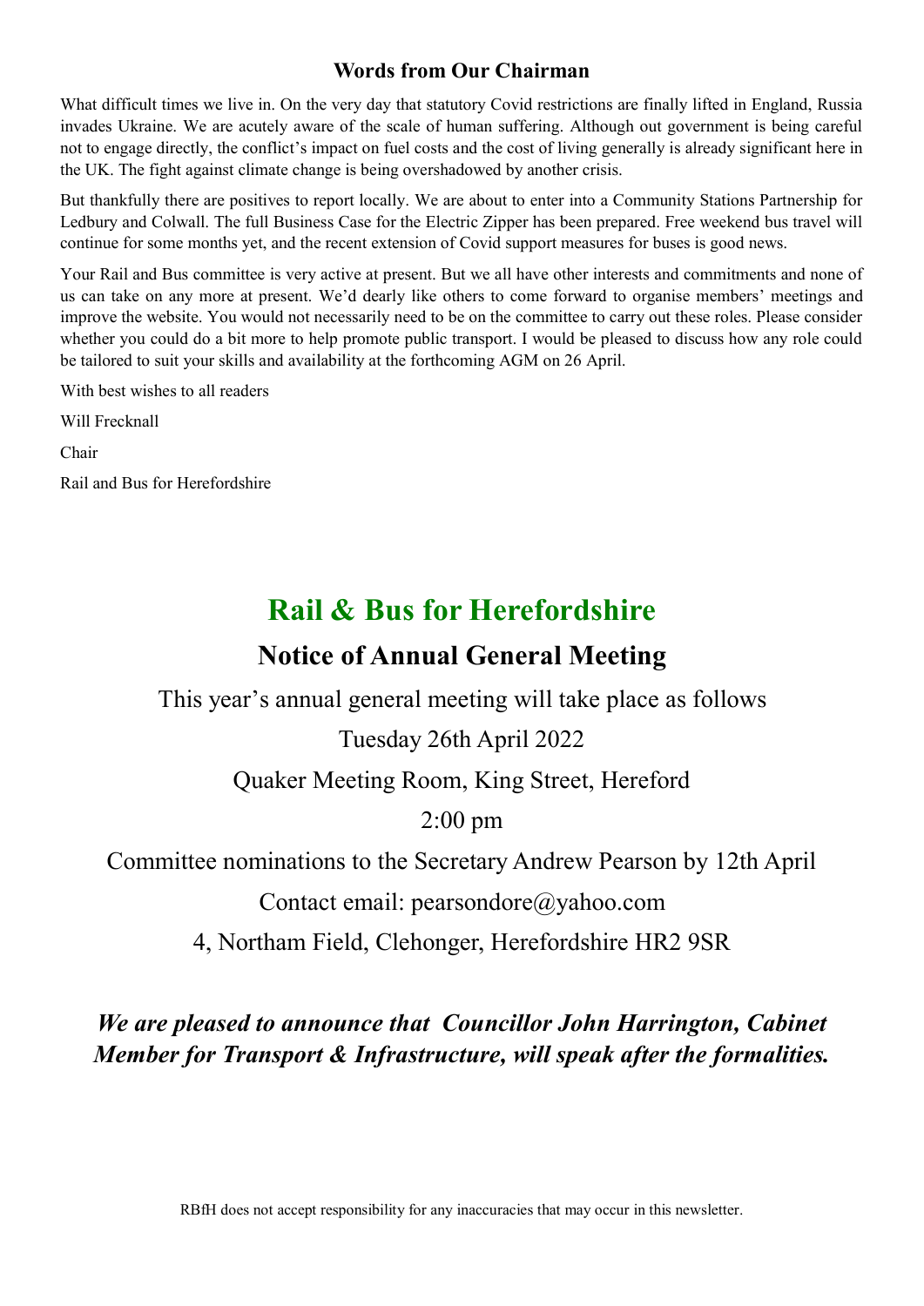## Words from Our Chairman

What difficult times we live in. On the very day that statutory Covid restrictions are finally lifted in England, Russia invades Ukraine. We are acutely aware of the scale of human suffering. Although out government is being careful not to engage directly, the conflict's impact on fuel costs and the cost of living generally is already significant here in the UK. The fight against climate change is being overshadowed by another crisis.

But thankfully there are positives to report locally. We are about to enter into a Community Stations Partnership for Ledbury and Colwall. The full Business Case for the Electric Zipper has been prepared. Free weekend bus travel will continue for some months yet, and the recent extension of Covid support measures for buses is good news.

Your Rail and Bus committee is very active at present. But we all have other interests and commitments and none of us can take on any more at present. We'd dearly like others to come forward to organise members' meetings and improve the website. You would not necessarily need to be on the committee to carry out these roles. Please consider whether you could do a bit more to help promote public transport. I would be pleased to discuss how any role could be tailored to suit your skills and availability at the forthcoming AGM on 26 April.

With best wishes to all readers

Will Frecknall

Chair

Rail and Bus for Herefordshire

# Rail & Bus for Herefordshire

## Notice of Annual General Meeting

This year's annual general meeting will take place as follows

Tuesday 26th April 2022

Quaker Meeting Room, King Street, Hereford

2:00 pm

Committee nominations to the Secretary Andrew Pearson by 12th April

Contact email: pearsondore@yahoo.com

4, Northam Field, Clehonger, Herefordshire HR2 9SR

***We are pleased to announce that Councillor John Harrington, Cabinet Member for Transport & Infrastructure, will speak after the formalities.***

RBfH does not accept responsibility for any inaccuracies that may occur in this newsletter.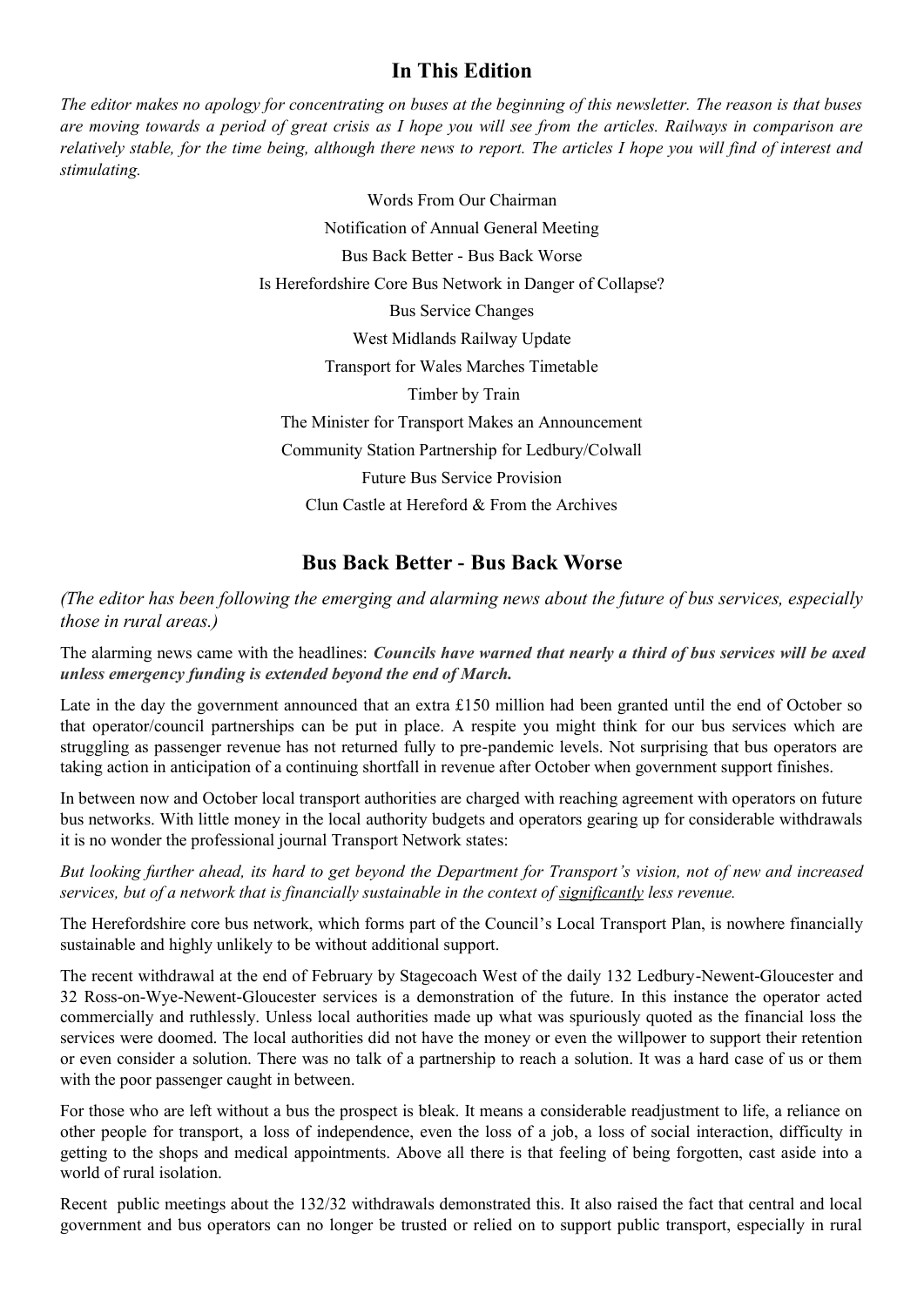## In This Edition

*The editor makes no apology for concentrating on buses at the beginning of this newsletter. The reason is that buses are moving towards a period of great crisis as I hope you will see from the articles. Railways in comparison are relatively stable, for the time being, although there news to report. The articles I hope you will find of interest and stimulating.*

Words From Our Chairman

Notification of Annual General Meeting

Bus Back Better - Bus Back Worse

Is Herefordshire Core Bus Network in Danger of Collapse?

Bus Service Changes

West Midlands Railway Update

Transport for Wales Marches Timetable

Timber by Train

The Minister for Transport Makes an Announcement

Community Station Partnership for Ledbury/Colwall

Future Bus Service Provision

Clun Castle at Hereford & From the Archives

## Bus Back Better - Bus Back Worse

*(The editor has been following the emerging and alarming news about the future of bus services, especially those in rural areas.)*

The alarming news came with the headlines: ***Councils have warned that nearly a third of bus services will be axed unless emergency funding is extended beyond the end of March.***

Late in the day the government announced that an extra £150 million had been granted until the end of October so that operator/council partnerships can be put in place. A respite you might think for our bus services which are struggling as passenger revenue has not returned fully to pre-pandemic levels. Not surprising that bus operators are taking action in anticipation of a continuing shortfall in revenue after October when government support finishes.

In between now and October local transport authorities are charged with reaching agreement with operators on future bus networks. With little money in the local authority budgets and operators gearing up for considerable withdrawals it is no wonder the professional journal Transport Network states:

*But looking further ahead, its hard to get beyond the Department for Transport's vision, not of new and increased services, but of a network that is financially sustainable in the context of significantly less revenue.*

The Herefordshire core bus network, which forms part of the Council's Local Transport Plan, is nowhere financially sustainable and highly unlikely to be without additional support.

The recent withdrawal at the end of February by Stagecoach West of the daily 132 Ledbury-Newent-Gloucester and 32 Ross-on-Wye-Newent-Gloucester services is a demonstration of the future. In this instance the operator acted commercially and ruthlessly. Unless local authorities made up what was spuriously quoted as the financial loss the services were doomed. The local authorities did not have the money or even the willpower to support their retention or even consider a solution. There was no talk of a partnership to reach a solution. It was a hard case of us or them with the poor passenger caught in between.

For those who are left without a bus the prospect is bleak. It means a considerable readjustment to life, a reliance on other people for transport, a loss of independence, even the loss of a job, a loss of social interaction, difficulty in getting to the shops and medical appointments. Above all there is that feeling of being forgotten, cast aside into a world of rural isolation.

Recent public meetings about the 132/32 withdrawals demonstrated this. It also raised the fact that central and local government and bus operators can no longer be trusted or relied on to support public transport, especially in rural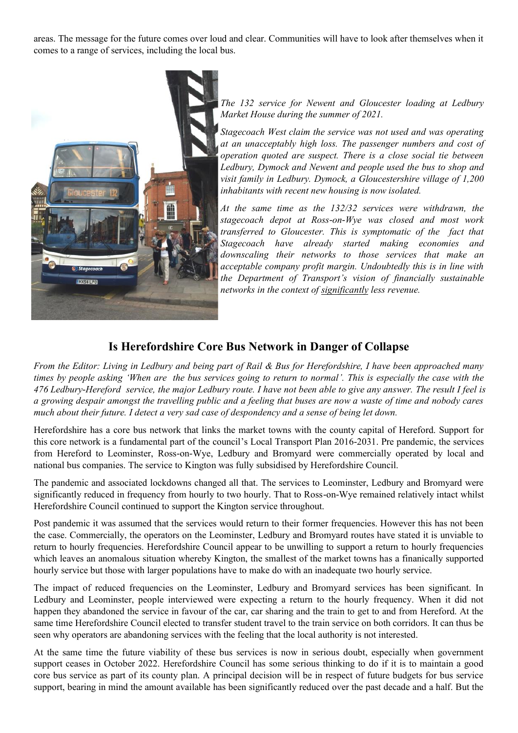areas. The message for the future comes over loud and clear. Communities will have to look after themselves when it comes to a range of services, including the local bus.

*The 132 service for Newent and Gloucester loading at Ledbury Market House during the summer of 2021.*

*Stagecoach West claim the service was not used and was operating at an unacceptably high loss. The passenger numbers and cost of operation quoted are suspect. There is a close social tie between Ledbury, Dymock and Newent and people used the bus to shop and visit family in Ledbury. Dymock, a Gloucestershire village of 1,200 inhabitants with recent new housing is now isolated.*

*At the same time as the 132/32 services were withdrawn, the stagecoach depot at Ross-on-Wye was closed and most work transferred to Gloucester. This is symptomatic of the fact that Stagecoach have already started making economies and downscaling their networks to those services that make an acceptable company profit margin. Undoubtedly this is in line with the Department of Transport's vision of financially sustainable networks in the context of significantly less revenue.*

## Is Herefordshire Core Bus Network in Danger of Collapse

*From the Editor: Living in Ledbury and being part of Rail & Bus for Herefordshire, I have been approached many times by people asking 'When are the bus services going to return to normal'. This is especially the case with the 476 Ledbury-Hereford service, the major Ledbury route. I have not been able to give any answer. The result I feel is a growing despair amongst the travelling public and a feeling that buses are now a waste of time and nobody cares much about their future. I detect a very sad case of despondency and a sense of being let down.*

Herefordshire has a core bus network that links the market towns with the county capital of Hereford. Support for this core network is a fundamental part of the council's Local Transport Plan 2016-2031. Pre pandemic, the services from Hereford to Leominster, Ross-on-Wye, Ledbury and Bromyard were commercially operated by local and national bus companies. The service to Kington was fully subsidised by Herefordshire Council.

The pandemic and associated lockdowns changed all that. The services to Leominster, Ledbury and Bromyard were significantly reduced in frequency from hourly to two hourly. That to Ross-on-Wye remained relatively intact whilst Herefordshire Council continued to support the Kington service throughout.

Post pandemic it was assumed that the services would return to their former frequencies. However this has not been the case. Commercially, the operators on the Leominster, Ledbury and Bromyard routes have stated it is unviable to return to hourly frequencies. Herefordshire Council appear to be unwilling to support a return to hourly frequencies which leaves an anomalous situation whereby Kington, the smallest of the market towns has a finanically supported hourly service but those with larger populations have to make do with an inadequate two hourly service.

The impact of reduced frequencies on the Leominster, Ledbury and Bromyard services has been significant. In Ledbury and Leominster, people interviewed were expecting a return to the hourly frequency. When it did not happen they abandoned the service in favour of the car, car sharing and the train to get to and from Hereford. At the same time Herefordshire Council elected to transfer student travel to the train service on both corridors. It can thus be seen why operators are abandoning services with the feeling that the local authority is not interested.

At the same time the future viability of these bus services is now in serious doubt, especially when government support ceases in October 2022. Herefordshire Council has some serious thinking to do if it is to maintain a good core bus service as part of its county plan. A principal decision will be in respect of future budgets for bus service support, bearing in mind the amount available has been significantly reduced over the past decade and a half. But the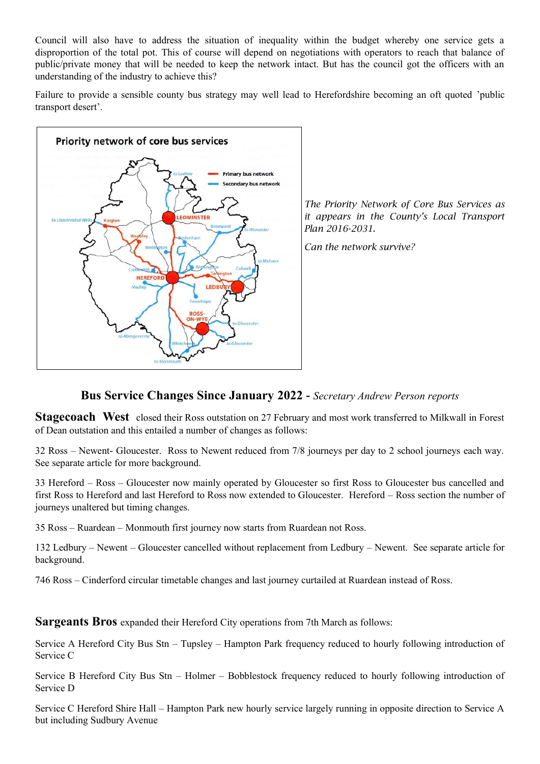Council will also have to address the situation of inequality within the budget whereby one service gets a disproportion of the total pot. This of course will depend on negotiations with operators to reach that balance of public/private money that will be needed to keep the network intact. But has the council got the officers with an understanding of the industry to achieve this?

Failure to provide a sensible county bus strategy may well lead to Herefordshire becoming an oft quoted 'public transport desert'.

Priority network of core bus services

*The Priority Network of Core Bus Services as it appears in the County's Local Transport Plan 2016-2031.*

*Can the network survive?*

## Bus Service Changes Since January 2022 - *Secretary Andrew Person reports*

**Stagecoach West** closed their Ross outstation on 27 February and most work transferred to Milkwall in Forest of Dean outstation and this entailed a number of changes as follows:

32 Ross – Newent- Gloucester. Ross to Newent reduced from 7/8 journeys per day to 2 school journeys each way. See separate article for more background.

33 Hereford – Ross – Gloucester now mainly operated by Gloucester so first Ross to Gloucester bus cancelled and first Ross to Hereford and last Hereford to Ross now extended to Gloucester. Hereford – Ross section the number of journeys unaltered but timing changes.

35 Ross – Ruardean – Monmouth first journey now starts from Ruardean not Ross.

132 Ledbury – Newent – Gloucester cancelled without replacement from Ledbury – Newent. See separate article for background.

746 Ross – Cinderford circular timetable changes and last journey curtailed at Ruardean instead of Ross.

**Sargeants Bros** expanded their Hereford City operations from 7th March as follows:

Service A Hereford City Bus Stn – Tupsley – Hampton Park frequency reduced to hourly following introduction of Service C

Service B Hereford City Bus Stn – Holmer – Bobblestock frequency reduced to hourly following introduction of Service D

Service C Hereford Shire Hall – Hampton Park new hourly service largely running in opposite direction to Service A but including Sudbury Avenue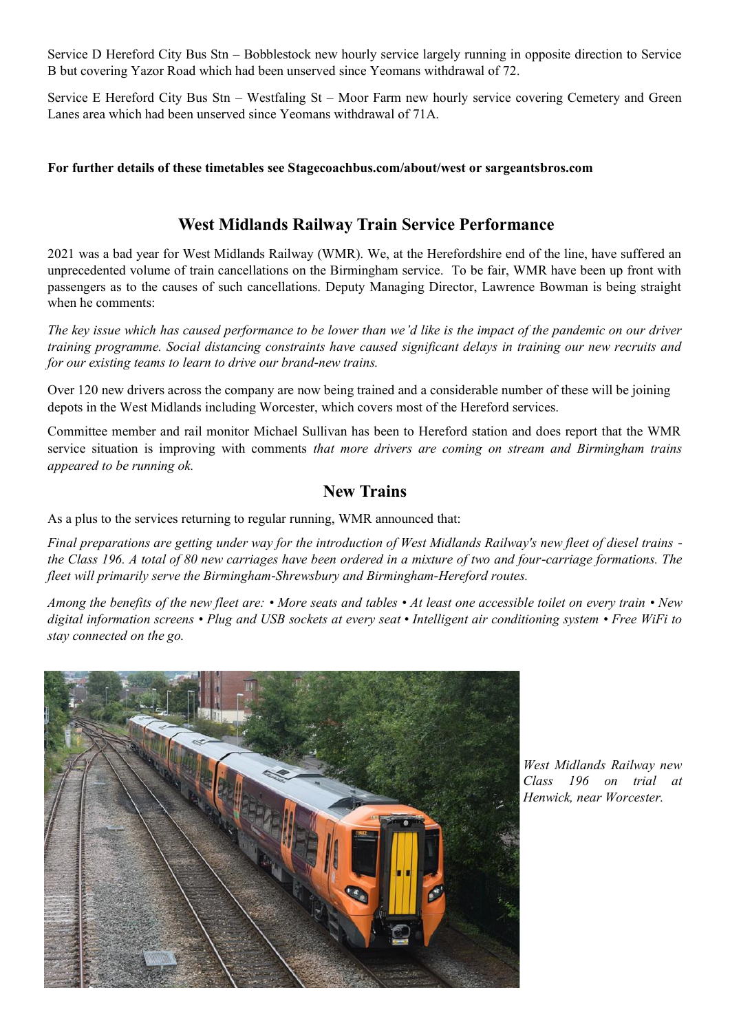Service D Hereford City Bus Stn – Bobblestock new hourly service largely running in opposite direction to Service B but covering Yazor Road which had been unserved since Yeomans withdrawal of 72.

Service E Hereford City Bus Stn – Westfaling St – Moor Farm new hourly service covering Cemetery and Green Lanes area which had been unserved since Yeomans withdrawal of 71A.

**For further details of these timetables see Stagecoachbus.com/about/west or sargeantsbros.com**

## West Midlands Railway Train Service Performance

2021 was a bad year for West Midlands Railway (WMR). We, at the Herefordshire end of the line, have suffered an unprecedented volume of train cancellations on the Birmingham service. To be fair, WMR have been up front with passengers as to the causes of such cancellations. Deputy Managing Director, Lawrence Bowman is being straight when he comments:

*The key issue which has caused performance to be lower than we'd like is the impact of the pandemic on our driver training programme. Social distancing constraints have caused significant delays in training our new recruits and for our existing teams to learn to drive our brand-new trains.*

Over 120 new drivers across the company are now being trained and a considerable number of these will be joining depots in the West Midlands including Worcester, which covers most of the Hereford services.

Committee member and rail monitor Michael Sullivan has been to Hereford station and does report that the WMR service situation is improving with comments *that more drivers are coming on stream and Birmingham trains appeared to be running ok.*

## New Trains

As a plus to the services returning to regular running, WMR announced that:

*Final preparations are getting under way for the introduction of West Midlands Railway's new fleet of diesel trains - the Class 196. A total of 80 new carriages have been ordered in a mixture of two and four-carriage formations. The fleet will primarily serve the Birmingham-Shrewsbury and Birmingham-Hereford routes.*

*Among the benefits of the new fleet are: • More seats and tables • At least one accessible toilet on every train • New digital information screens • Plug and USB sockets at every seat • Intelligent air conditioning system • Free WiFi to stay connected on the go.*

*West Midlands Railway new Class 196 on trial at Henwick, near Worcester.*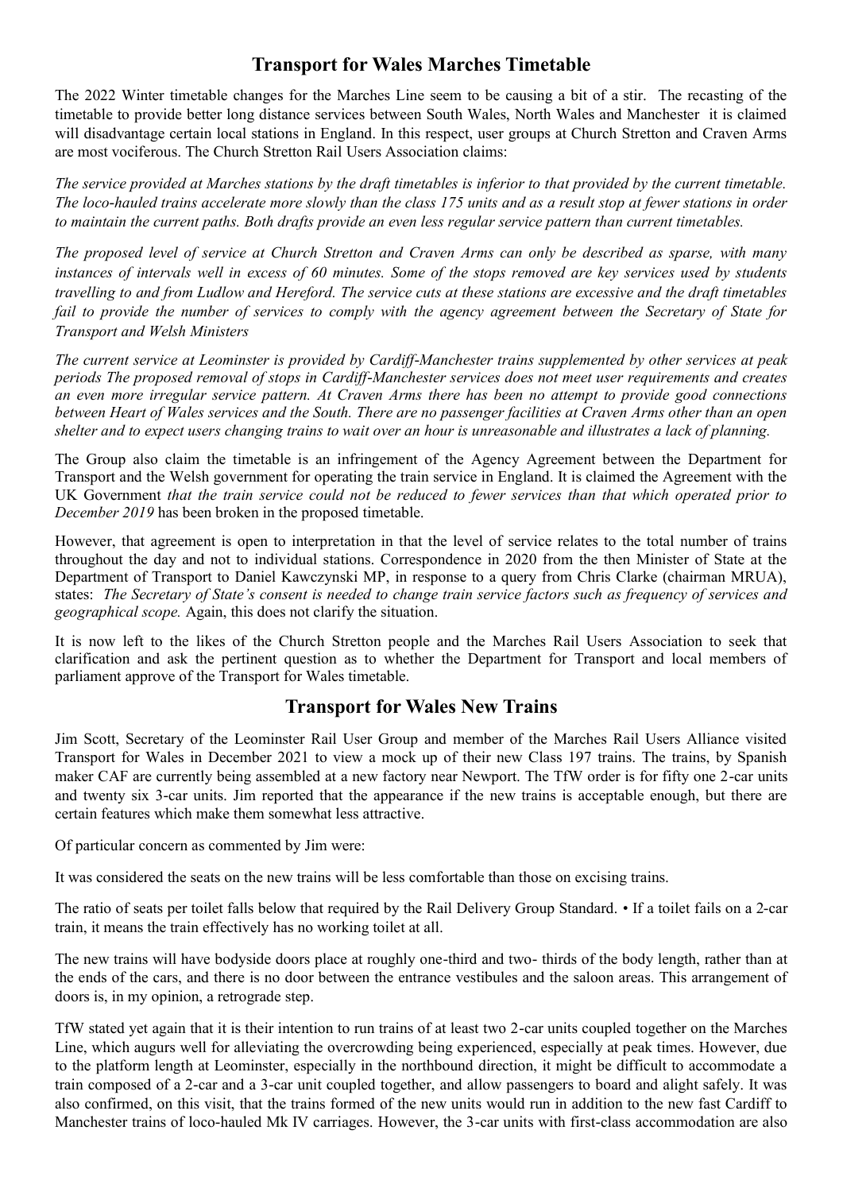## Transport for Wales Marches Timetable

The 2022 Winter timetable changes for the Marches Line seem to be causing a bit of a stir. The recasting of the timetable to provide better long distance services between South Wales, North Wales and Manchester it is claimed will disadvantage certain local stations in England. In this respect, user groups at Church Stretton and Craven Arms are most vociferous. The Church Stretton Rail Users Association claims:

*The service provided at Marches stations by the draft timetables is inferior to that provided by the current timetable. The loco-hauled trains accelerate more slowly than the class 175 units and as a result stop at fewer stations in order to maintain the current paths. Both drafts provide an even less regular service pattern than current timetables.*

*The proposed level of service at Church Stretton and Craven Arms can only be described as sparse, with many instances of intervals well in excess of 60 minutes. Some of the stops removed are key services used by students travelling to and from Ludlow and Hereford. The service cuts at these stations are excessive and the draft timetables fail to provide the number of services to comply with the agency agreement between the Secretary of State for Transport and Welsh Ministers*

*The current service at Leominster is provided by Cardiff-Manchester trains supplemented by other services at peak periods The proposed removal of stops in Cardiff-Manchester services does not meet user requirements and creates an even more irregular service pattern. At Craven Arms there has been no attempt to provide good connections between Heart of Wales services and the South. There are no passenger facilities at Craven Arms other than an open shelter and to expect users changing trains to wait over an hour is unreasonable and illustrates a lack of planning.*

The Group also claim the timetable is an infringement of the Agency Agreement between the Department for Transport and the Welsh government for operating the train service in England. It is claimed the Agreement with the UK Government *that the train service could not be reduced to fewer services than that which operated prior to December 2019* has been broken in the proposed timetable.

However, that agreement is open to interpretation in that the level of service relates to the total number of trains throughout the day and not to individual stations. Correspondence in 2020 from the then Minister of State at the Department of Transport to Daniel Kawczynski MP, in response to a query from Chris Clarke (chairman MRUA), states: *The Secretary of State's consent is needed to change train service factors such as frequency of services and geographical scope.* Again, this does not clarify the situation.

It is now left to the likes of the Church Stretton people and the Marches Rail Users Association to seek that clarification and ask the pertinent question as to whether the Department for Transport and local members of parliament approve of the Transport for Wales timetable.

## Transport for Wales New Trains

Jim Scott, Secretary of the Leominster Rail User Group and member of the Marches Rail Users Alliance visited Transport for Wales in December 2021 to view a mock up of their new Class 197 trains. The trains, by Spanish maker CAF are currently being assembled at a new factory near Newport. The TfW order is for fifty one 2-car units and twenty six 3-car units. Jim reported that the appearance if the new trains is acceptable enough, but there are certain features which make them somewhat less attractive.

Of particular concern as commented by Jim were:

It was considered the seats on the new trains will be less comfortable than those on excising trains.

The ratio of seats per toilet falls below that required by the Rail Delivery Group Standard. • If a toilet fails on a 2-car train, it means the train effectively has no working toilet at all.

The new trains will have bodyside doors place at roughly one-third and two- thirds of the body length, rather than at the ends of the cars, and there is no door between the entrance vestibules and the saloon areas. This arrangement of doors is, in my opinion, a retrograde step.

TfW stated yet again that it is their intention to run trains of at least two 2-car units coupled together on the Marches Line, which augurs well for alleviating the overcrowding being experienced, especially at peak times. However, due to the platform length at Leominster, especially in the northbound direction, it might be difficult to accommodate a train composed of a 2-car and a 3-car unit coupled together, and allow passengers to board and alight safely. It was also confirmed, on this visit, that the trains formed of the new units would run in addition to the new fast Cardiff to Manchester trains of loco-hauled Mk IV carriages. However, the 3-car units with first-class accommodation are also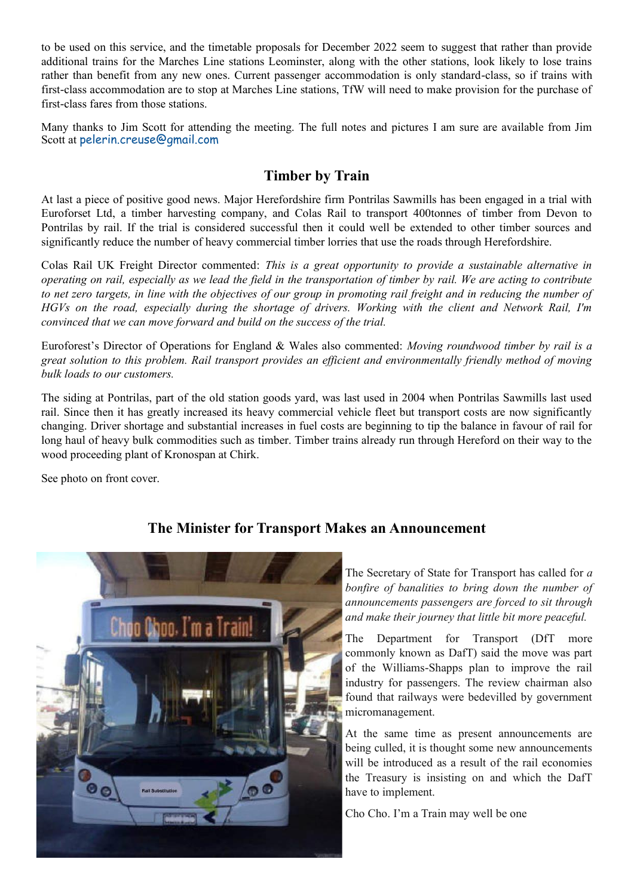to be used on this service, and the timetable proposals for December 2022 seem to suggest that rather than provide additional trains for the Marches Line stations Leominster, along with the other stations, look likely to lose trains rather than benefit from any new ones. Current passenger accommodation is only standard-class, so if trains with first-class accommodation are to stop at Marches Line stations, TfW will need to make provision for the purchase of first-class fares from those stations.

Many thanks to Jim Scott for attending the meeting. The full notes and pictures I am sure are available from Jim Scott at pelerin.creuse@gmail.com

## Timber by Train

At last a piece of positive good news. Major Herefordshire firm Pontrilas Sawmills has been engaged in a trial with Euroforset Ltd, a timber harvesting company, and Colas Rail to transport 400tonnes of timber from Devon to Pontrilas by rail. If the trial is considered successful then it could well be extended to other timber sources and significantly reduce the number of heavy commercial timber lorries that use the roads through Herefordshire.

Colas Rail UK Freight Director commented: *This is a great opportunity to provide a sustainable alternative in operating on rail, especially as we lead the field in the transportation of timber by rail. We are acting to contribute to net zero targets, in line with the objectives of our group in promoting rail freight and in reducing the number of HGVs on the road, especially during the shortage of drivers. Working with the client and Network Rail, I'm convinced that we can move forward and build on the success of the trial.*

Euroforest's Director of Operations for England & Wales also commented: *Moving roundwood timber by rail is a great solution to this problem. Rail transport provides an efficient and environmentally friendly method of moving bulk loads to our customers.*

The siding at Pontrilas, part of the old station goods yard, was last used in 2004 when Pontrilas Sawmills last used rail. Since then it has greatly increased its heavy commercial vehicle fleet but transport costs are now significantly changing. Driver shortage and substantial increases in fuel costs are beginning to tip the balance in favour of rail for long haul of heavy bulk commodities such as timber. Timber trains already run through Hereford on their way to the wood proceeding plant of Kronospan at Chirk.

See photo on front cover.

## The Minister for Transport Makes an Announcement

The Secretary of State for Transport has called for *a bonfire of banalities to bring down the number of announcements passengers are forced to sit through and make their journey that little bit more peaceful.*

The Department for Transport (DfT more commonly known as DafT) said the move was part of the Williams-Shapps plan to improve the rail industry for passengers. The review chairman also found that railways were bedevilled by government micromanagement.

At the same time as present announcements are being culled, it is thought some new announcements will be introduced as a result of the rail economies the Treasury is insisting on and which the DafT have to implement.

Cho Cho. I'm a Train may well be one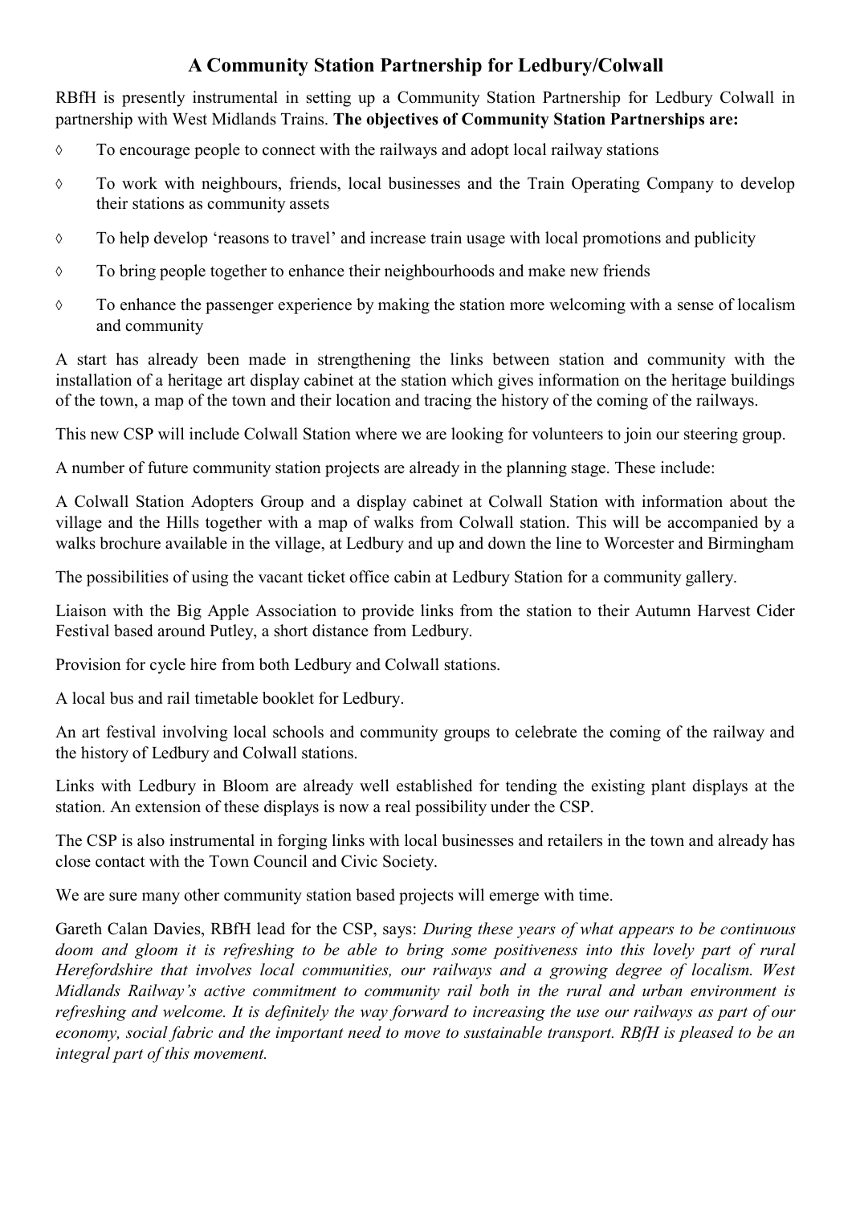## A Community Station Partnership for Ledbury/Colwall

RBfH is presently instrumental in setting up a Community Station Partnership for Ledbury Colwall in partnership with West Midlands Trains. **The objectives of Community Station Partnerships are:**

- To encourage people to connect with the railways and adopt local railway stations
- To work with neighbours, friends, local businesses and the Train Operating Company to develop their stations as community assets
- To help develop 'reasons to travel' and increase train usage with local promotions and publicity
- To bring people together to enhance their neighbourhoods and make new friends
- To enhance the passenger experience by making the station more welcoming with a sense of localism and community

A start has already been made in strengthening the links between station and community with the installation of a heritage art display cabinet at the station which gives information on the heritage buildings of the town, a map of the town and their location and tracing the history of the coming of the railways.

This new CSP will include Colwall Station where we are looking for volunteers to join our steering group.

A number of future community station projects are already in the planning stage. These include:

A Colwall Station Adopters Group and a display cabinet at Colwall Station with information about the village and the Hills together with a map of walks from Colwall station. This will be accompanied by a walks brochure available in the village, at Ledbury and up and down the line to Worcester and Birmingham

The possibilities of using the vacant ticket office cabin at Ledbury Station for a community gallery.

Liaison with the Big Apple Association to provide links from the station to their Autumn Harvest Cider Festival based around Putley, a short distance from Ledbury.

Provision for cycle hire from both Ledbury and Colwall stations.

A local bus and rail timetable booklet for Ledbury.

An art festival involving local schools and community groups to celebrate the coming of the railway and the history of Ledbury and Colwall stations.

Links with Ledbury in Bloom are already well established for tending the existing plant displays at the station. An extension of these displays is now a real possibility under the CSP.

The CSP is also instrumental in forging links with local businesses and retailers in the town and already has close contact with the Town Council and Civic Society.

We are sure many other community station based projects will emerge with time.

Gareth Calan Davies, RBfH lead for the CSP, says: *During these years of what appears to be continuous doom and gloom it is refreshing to be able to bring some positiveness into this lovely part of rural Herefordshire that involves local communities, our railways and a growing degree of localism. West Midlands Railway's active commitment to community rail both in the rural and urban environment is refreshing and welcome. It is definitely the way forward to increasing the use our railways as part of our economy, social fabric and the important need to move to sustainable transport. RBfH is pleased to be an integral part of this movement.*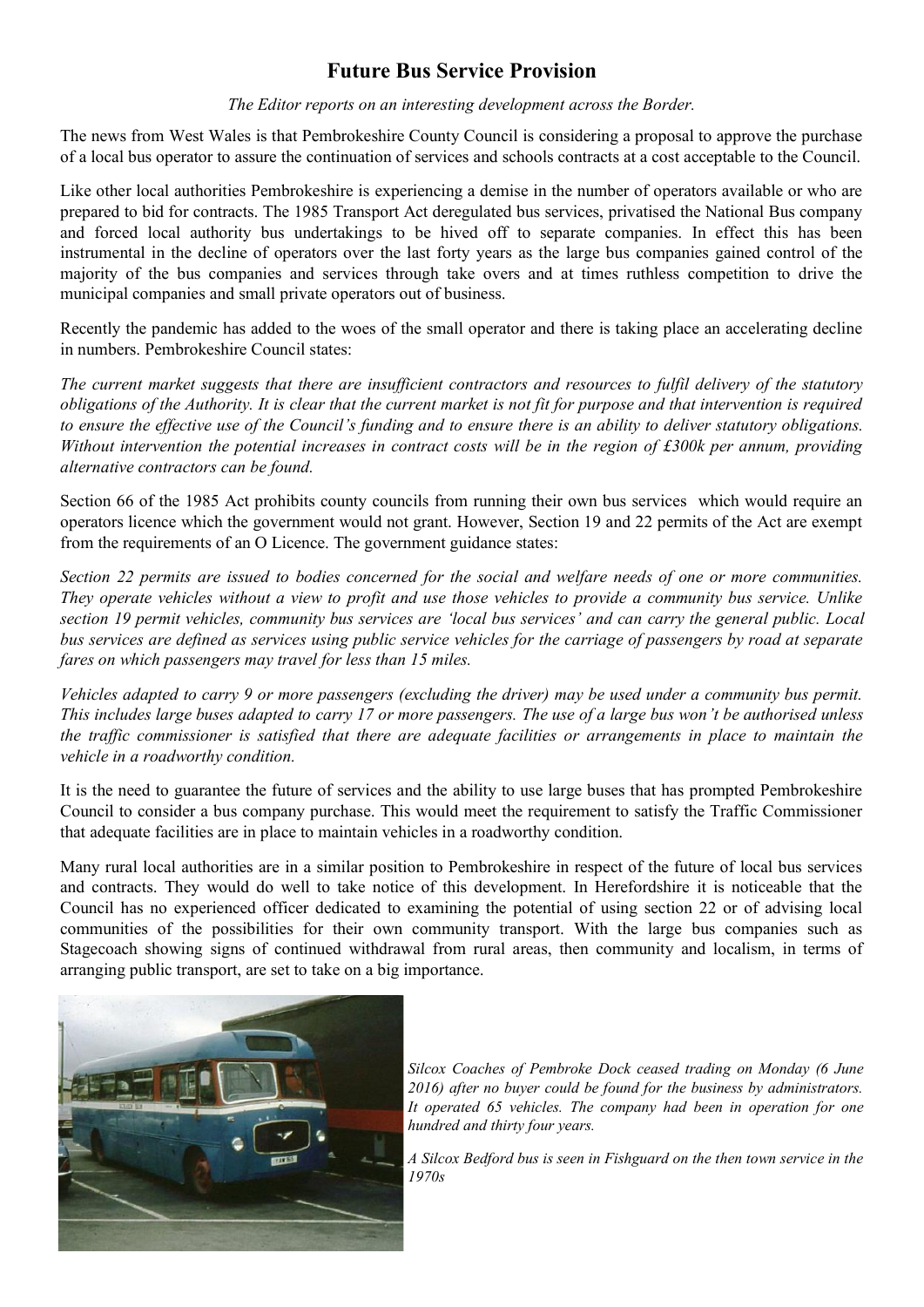# Future Bus Service Provision

*The Editor reports on an interesting development across the Border.*

The news from West Wales is that Pembrokeshire County Council is considering a proposal to approve the purchase of a local bus operator to assure the continuation of services and schools contracts at a cost acceptable to the Council.

Like other local authorities Pembrokeshire is experiencing a demise in the number of operators available or who are prepared to bid for contracts. The 1985 Transport Act deregulated bus services, privatised the National Bus company and forced local authority bus undertakings to be hived off to separate companies. In effect this has been instrumental in the decline of operators over the last forty years as the large bus companies gained control of the majority of the bus companies and services through take overs and at times ruthless competition to drive the municipal companies and small private operators out of business.

Recently the pandemic has added to the woes of the small operator and there is taking place an accelerating decline in numbers. Pembrokeshire Council states:

*The current market suggests that there are insufficient contractors and resources to fulfil delivery of the statutory obligations of the Authority. It is clear that the current market is not fit for purpose and that intervention is required to ensure the effective use of the Council's funding and to ensure there is an ability to deliver statutory obligations. Without intervention the potential increases in contract costs will be in the region of £300k per annum, providing alternative contractors can be found.*

Section 66 of the 1985 Act prohibits county councils from running their own bus services which would require an operators licence which the government would not grant. However, Section 19 and 22 permits of the Act are exempt from the requirements of an O Licence. The government guidance states:

*Section 22 permits are issued to bodies concerned for the social and welfare needs of one or more communities. They operate vehicles without a view to profit and use those vehicles to provide a community bus service. Unlike section 19 permit vehicles, community bus services are 'local bus services' and can carry the general public. Local bus services are defined as services using public service vehicles for the carriage of passengers by road at separate fares on which passengers may travel for less than 15 miles.*

*Vehicles adapted to carry 9 or more passengers (excluding the driver) may be used under a community bus permit. This includes large buses adapted to carry 17 or more passengers. The use of a large bus won't be authorised unless the traffic commissioner is satisfied that there are adequate facilities or arrangements in place to maintain the vehicle in a roadworthy condition.*

It is the need to guarantee the future of services and the ability to use large buses that has prompted Pembrokeshire Council to consider a bus company purchase. This would meet the requirement to satisfy the Traffic Commissioner that adequate facilities are in place to maintain vehicles in a roadworthy condition.

Many rural local authorities are in a similar position to Pembrokeshire in respect of the future of local bus services and contracts. They would do well to take notice of this development. In Herefordshire it is noticeable that the Council has no experienced officer dedicated to examining the potential of using section 22 or of advising local communities of the possibilities for their own community transport. With the large bus companies such as Stagecoach showing signs of continued withdrawal from rural areas, then community and localism, in terms of arranging public transport, are set to take on a big importance.

*Silcox Coaches of Pembroke Dock ceased trading on Monday (6 June 2016) after no buyer could be found for the business by administrators. It operated 65 vehicles. The company had been in operation for one hundred and thirty four years.*

*A Silcox Bedford bus is seen in Fishguard on the then town service in the 1970s*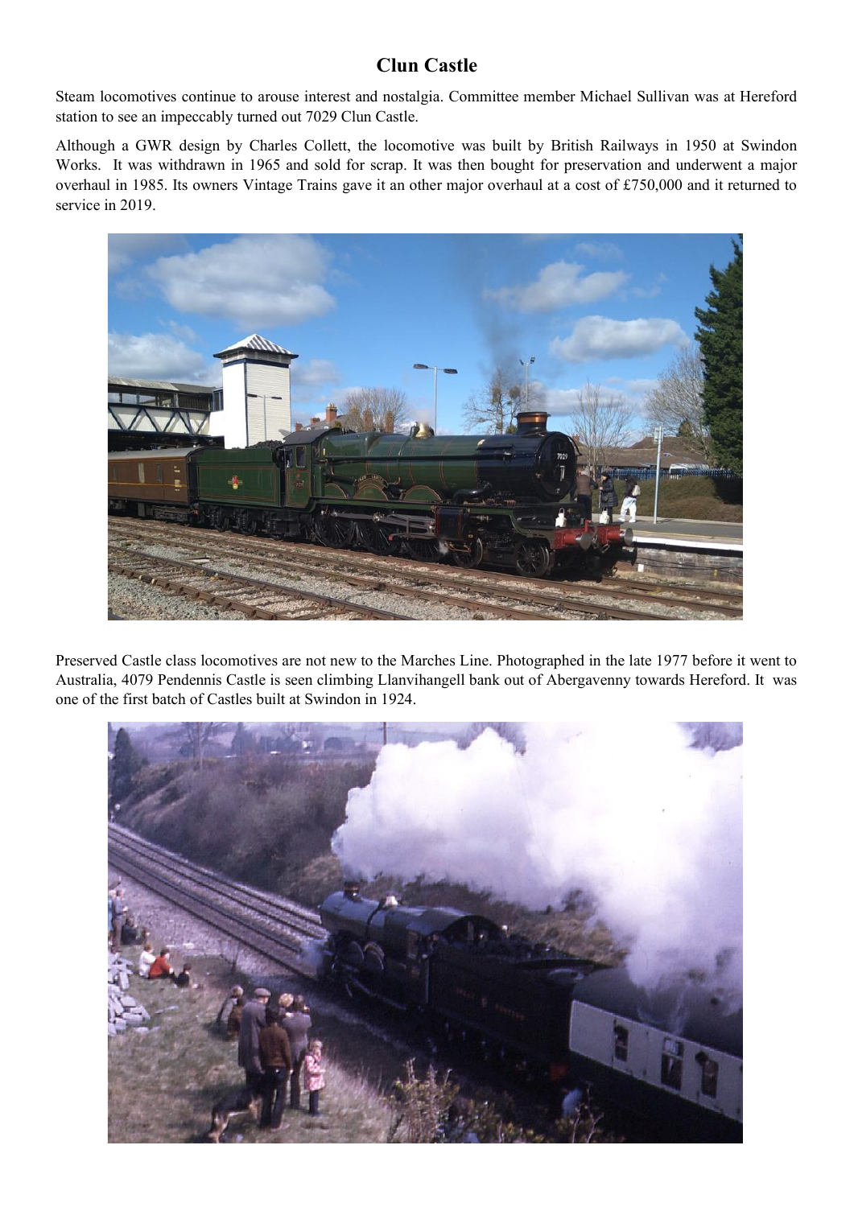# Clun Castle

Steam locomotives continue to arouse interest and nostalgia. Committee member Michael Sullivan was at Hereford station to see an impeccably turned out 7029 Clun Castle.

Although a GWR design by Charles Collett, the locomotive was built by British Railways in 1950 at Swindon Works. It was withdrawn in 1965 and sold for scrap. It was then bought for preservation and underwent a major overhaul in 1985. Its owners Vintage Trains gave it an other major overhaul at a cost of £750,000 and it returned to service in 2019.

Preserved Castle class locomotives are not new to the Marches Line. Photographed in the late 1977 before it went to Australia, 4079 Pendennis Castle is seen climbing Llanvihangell bank out of Abergavenny towards Hereford. It was one of the first batch of Castles built at Swindon in 1924.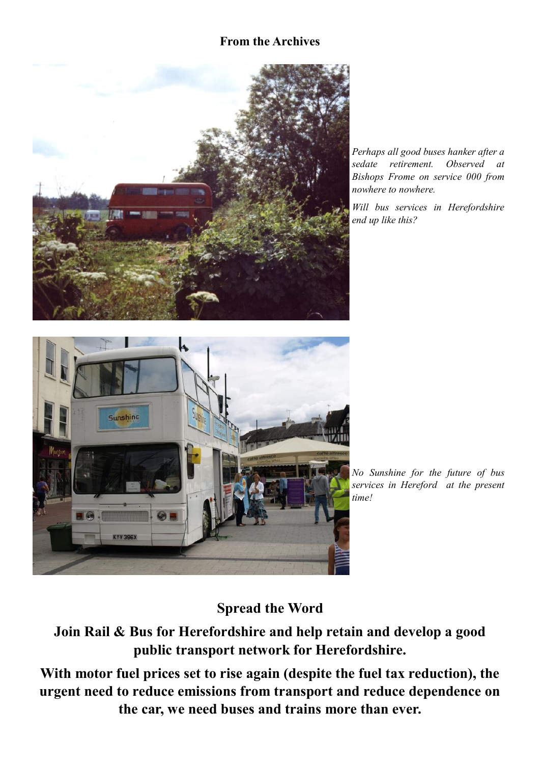## From the Archives

*Perhaps all good buses hanker after a sedate retirement. Observed at Bishops Frome on service 000 from nowhere to nowhere.*

*Will bus services in Herefordshire end up like this?*

*No Sunshine for the future of bus services in Hereford at the present time!*

## Spread the Word

**Join Rail & Bus for Herefordshire and help retain and develop a good public transport network for Herefordshire.**

**With motor fuel prices set to rise again (despite the fuel tax reduction), the urgent need to reduce emissions from transport and reduce dependence on the car, we need buses and trains more than ever.**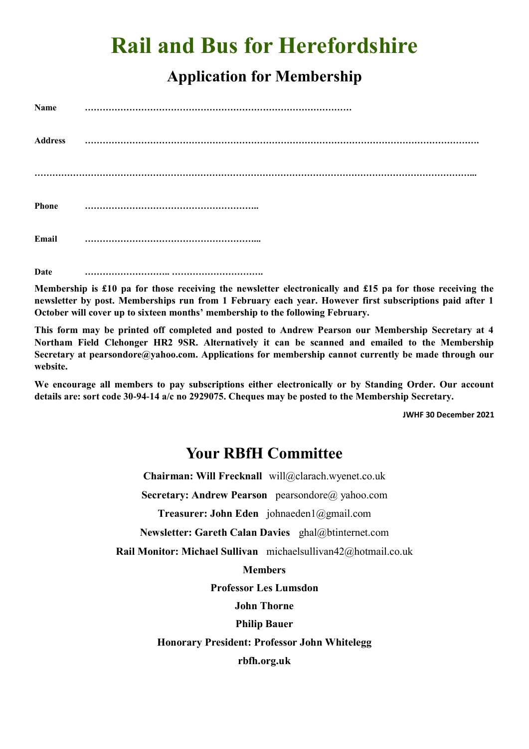# Rail and Bus for Herefordshire

## Application for Membership

**Name** ………………………………………………………………………………

**Address** ………………………………………………………………………………………………………………………

……………………………………………………………………………………………………………………………………...

**Phone** …………………………………………………..

**Email** …………………………………………………...

**Date** ……………………….. ………………………….

**Membership is £10 pa for those receiving the newsletter electronically and £15 pa for those receiving the newsletter by post. Memberships run from 1 February each year. However first subscriptions paid after 1 October will cover up to sixteen months' membership to the following February.**

**This form may be printed off completed and posted to Andrew Pearson our Membership Secretary at 4 Northam Field Clehonger HR2 9SR. Alternatively it can be scanned and emailed to the Membership Secretary at pearsondore@yahoo.com. Applications for membership cannot currently be made through our website.**

**We encourage all members to pay subscriptions either electronically or by Standing Order. Our account details are: sort code 30-94-14 a/c no 2929075. Cheques may be posted to the Membership Secretary.**

**JWHF 30 December 2021**

## Your RBfH Committee

**Chairman: Will Frecknall** will@clarach.wyenet.co.uk

**Secretary: Andrew Pearson** pearsondore@ yahoo.com

**Treasurer: John Eden** johnaeden1@gmail.com

**Newsletter: Gareth Calan Davies** ghal@btinternet.com

**Rail Monitor: Michael Sullivan** michaelsullivan42@hotmail.co.uk

**Members**

**Professor Les Lumsdon**

**John Thorne**

**Philip Bauer**

**Honorary President: Professor John Whitelegg**

**rbfh.org.uk**